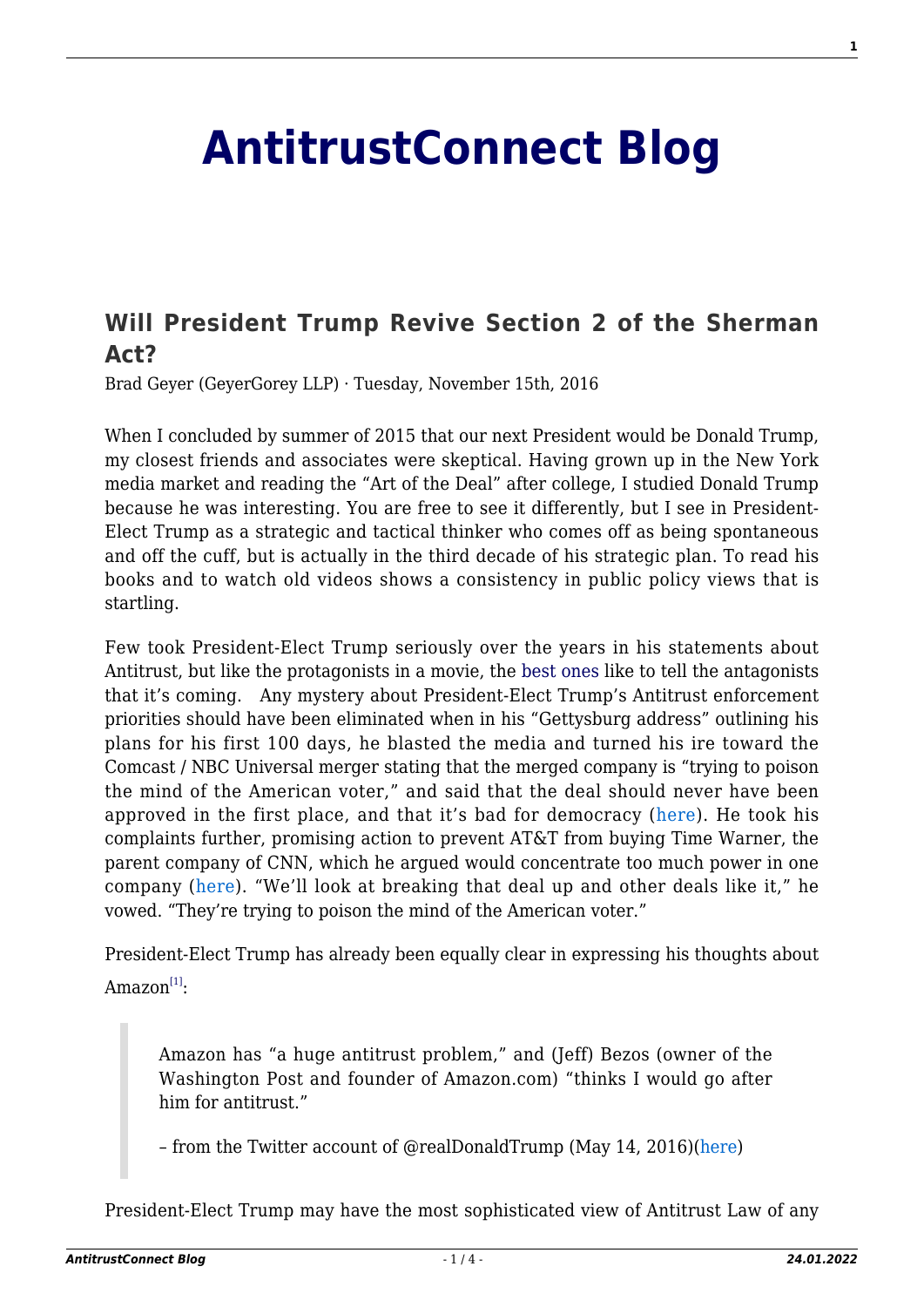# AntitrustConnect Blog

## Will President Trump Revive Section 2 of the Sherman Act?

Brad Geyer (GeyerGorey LLP) · Tuesday, November 15th, 2016

When I concluded by summer of 2015 that our next President would be Donald Trump, my closest friends and associates were skeptical. Having grown up in the New York media market and reading the "Art of the Deal" after college, I studied Donald Trump because he was interesting. You are free to see it differently, but I see in President-Elect Trump as a strategic and tactical thinker who comes off as being spontaneous and off the cuff, but is actually in the third decade of his strategic plan. To read his books and to watch old videos shows a consistency in public policy views that is startling.

Few took President-Elect Trump seriously over the years in his statements about Antitrust, but like the protagonists in a movie, the best ones like to tell the antagonists that it's coming. Any mystery about President-Elect Trump's Antitrust enforcement priorities should have been eliminated when in his "Gettysburg address" outlining his plans for his first 100 days, he blasted the media and turned his ire toward the Comcast / NBC Universal merger stating that the merged company is "trying to poison the mind of the American voter," and said that the deal should never have been approved in the first place, and that it's bad for democracy (here). He took his complaints further, promising action to prevent AT&T from buying Time Warner, the parent company of CNN, which he argued would concentrate too much power in one company (here). "We'll look at breaking that deal up and other deals like it," he vowed. "They're trying to poison the mind of the American voter."

President-Elect Trump has already been equally clear in expressing his thoughts about Amazon[1]:

> Amazon has "a huge antitrust problem," and (Jeff) Bezos (owner of the Washington Post and founder of Amazon.com) "thinks I would go after him for antitrust."
>
> – from the Twitter account of @realDonaldTrump (May 14, 2016)(here)

President-Elect Trump may have the most sophisticated view of Antitrust Law of any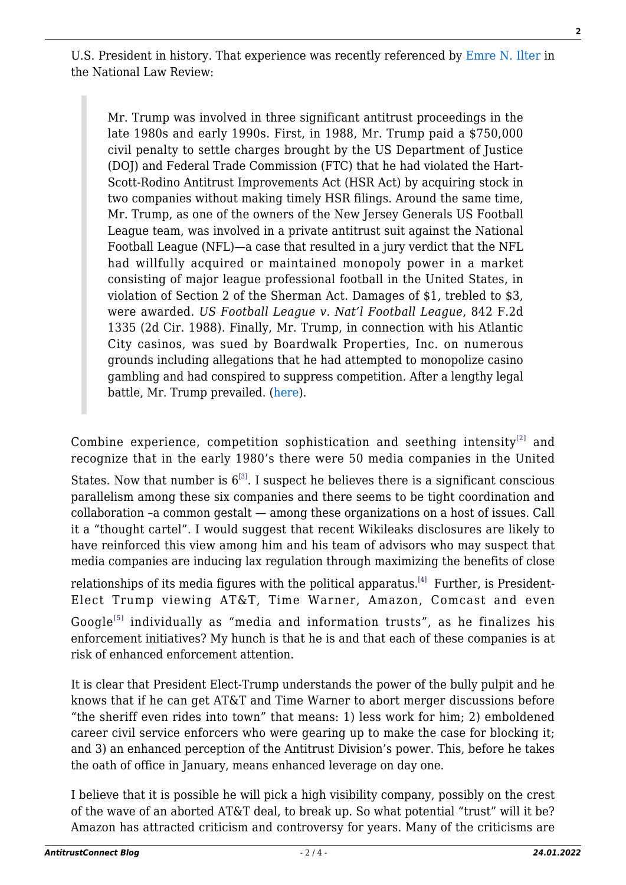U.S. President in history. That experience was recently referenced by Emre N. Ilter in the National Law Review:

> Mr. Trump was involved in three significant antitrust proceedings in the late 1980s and early 1990s. First, in 1988, Mr. Trump paid a $750,000 civil penalty to settle charges brought by the US Department of Justice (DOJ) and Federal Trade Commission (FTC) that he had violated the Hart-Scott-Rodino Antitrust Improvements Act (HSR Act) by acquiring stock in two companies without making timely HSR filings. Around the same time, Mr. Trump, as one of the owners of the New Jersey Generals US Football League team, was involved in a private antitrust suit against the National Football League (NFL)—a case that resulted in a jury verdict that the NFL had willfully acquired or maintained monopoly power in a market consisting of major league professional football in the United States, in violation of Section 2 of the Sherman Act. Damages of $1, trebled to $3, were awarded. *US Football League v. Nat'l Football League*, 842 F.2d 1335 (2d Cir. 1988). Finally, Mr. Trump, in connection with his Atlantic City casinos, was sued by Boardwalk Properties, Inc. on numerous grounds including allegations that he had attempted to monopolize casino gambling and had conspired to suppress competition. After a lengthy legal battle, Mr. Trump prevailed. (here).

Combine experience, competition sophistication and seething intensity[2] and recognize that in the early 1980's there were 50 media companies in the United States. Now that number is 6[3]. I suspect he believes there is a significant conscious parallelism among these six companies and there seems to be tight coordination and collaboration –a common gestalt — among these organizations on a host of issues. Call it a "thought cartel". I would suggest that recent Wikileaks disclosures are likely to have reinforced this view among him and his team of advisors who may suspect that media companies are inducing lax regulation through maximizing the benefits of close relationships of its media figures with the political apparatus.[4] Further, is President-Elect Trump viewing AT&T, Time Warner, Amazon, Comcast and even Google[5] individually as "media and information trusts", as he finalizes his enforcement initiatives? My hunch is that he is and that each of these companies is at risk of enhanced enforcement attention.

It is clear that President Elect-Trump understands the power of the bully pulpit and he knows that if he can get AT&T and Time Warner to abort merger discussions before "the sheriff even rides into town" that means: 1) less work for him; 2) emboldened career civil service enforcers who were gearing up to make the case for blocking it; and 3) an enhanced perception of the Antitrust Division's power. This, before he takes the oath of office in January, means enhanced leverage on day one.

I believe that it is possible he will pick a high visibility company, possibly on the crest of the wave of an aborted AT&T deal, to break up. So what potential "trust" will it be? Amazon has attracted criticism and controversy for years. Many of the criticisms are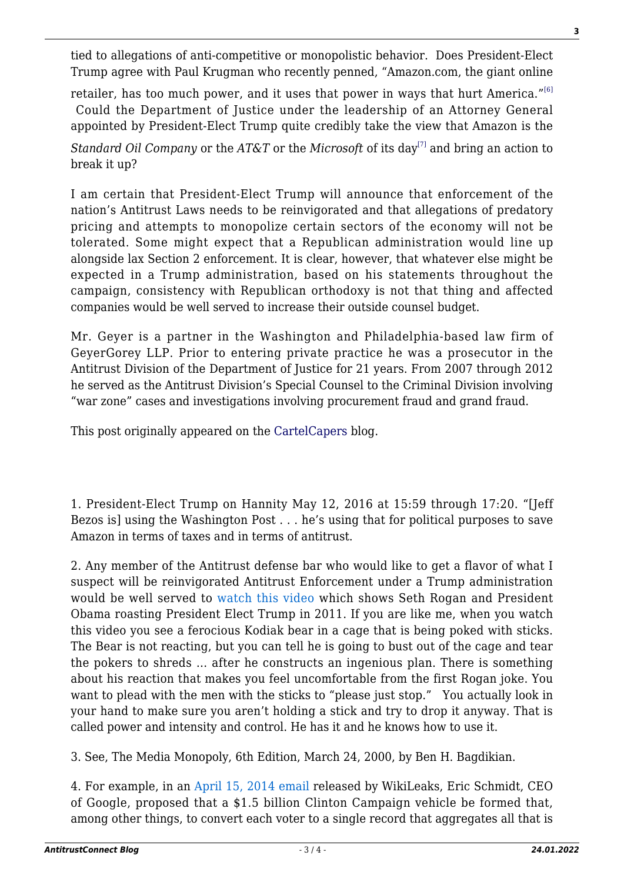tied to allegations of anti-competitive or monopolistic behavior. Does President-Elect Trump agree with Paul Krugman who recently penned, "Amazon.com, the giant online retailer, has too much power, and it uses that power in ways that hurt America."[6] Could the Department of Justice under the leadership of an Attorney General appointed by President-Elect Trump quite credibly take the view that Amazon is the *Standard Oil Company* or the *AT&T* or the *Microsoft* of its day[7] and bring an action to break it up?

I am certain that President-Elect Trump will announce that enforcement of the nation's Antitrust Laws needs to be reinvigorated and that allegations of predatory pricing and attempts to monopolize certain sectors of the economy will not be tolerated. Some might expect that a Republican administration would line up alongside lax Section 2 enforcement. It is clear, however, that whatever else might be expected in a Trump administration, based on his statements throughout the campaign, consistency with Republican orthodoxy is not that thing and affected companies would be well served to increase their outside counsel budget.

Mr. Geyer is a partner in the Washington and Philadelphia-based law firm of GeyerGorey LLP. Prior to entering private practice he was a prosecutor in the Antitrust Division of the Department of Justice for 21 years. From 2007 through 2012 he served as the Antitrust Division's Special Counsel to the Criminal Division involving "war zone" cases and investigations involving procurement fraud and grand fraud.

This post originally appeared on the CartelCapers blog.

1. President-Elect Trump on Hannity May 12, 2016 at 15:59 through 17:20. "[Jeff Bezos is] using the Washington Post . . . he's using that for political purposes to save Amazon in terms of taxes and in terms of antitrust.

2. Any member of the Antitrust defense bar who would like to get a flavor of what I suspect will be reinvigorated Antitrust Enforcement under a Trump administration would be well served to watch this video which shows Seth Rogan and President Obama roasting President Elect Trump in 2011. If you are like me, when you watch this video you see a ferocious Kodiak bear in a cage that is being poked with sticks. The Bear is not reacting, but you can tell he is going to bust out of the cage and tear the pokers to shreds … after he constructs an ingenious plan. There is something about his reaction that makes you feel uncomfortable from the first Rogan joke. You want to plead with the men with the sticks to "please just stop." You actually look in your hand to make sure you aren't holding a stick and try to drop it anyway. That is called power and intensity and control. He has it and he knows how to use it.

3. See, The Media Monopoly, 6th Edition, March 24, 2000, by Ben H. Bagdikian.

4. For example, in an April 15, 2014 email released by WikiLeaks, Eric Schmidt, CEO of Google, proposed that a $1.5 billion Clinton Campaign vehicle be formed that, among other things, to convert each voter to a single record that aggregates all that is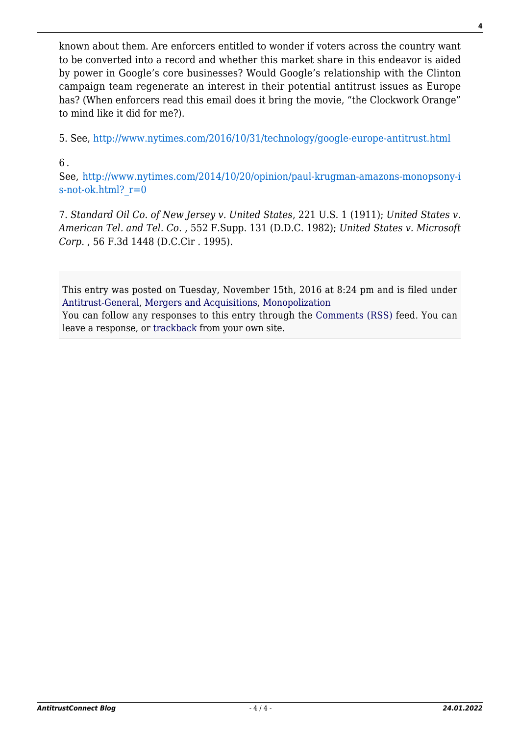known about them. Are enforcers entitled to wonder if voters across the country want to be converted into a record and whether this market share in this endeavor is aided by power in Google's core businesses? Would Google's relationship with the Clinton campaign team regenerate an interest in their potential antitrust issues as Europe has? (When enforcers read this email does it bring the movie, "the Clockwork Orange" to mind like it did for me?).

5. See, http://www.nytimes.com/2016/10/31/technology/google-europe-antitrust.html

6.
See, http://www.nytimes.com/2014/10/20/opinion/paul-krugman-amazons-monopsony-is-not-ok.html?_r=0

7. *Standard Oil Co. of New Jersey v. United States*, 221 U.S. 1 (1911); *United States v. American Tel. and Tel. Co.* , 552 F.Supp. 131 (D.D.C. 1982); *United States v. Microsoft Corp.* , 56 F.3d 1448 (D.C.Cir . 1995).

This entry was posted on Tuesday, November 15th, 2016 at 8:24 pm and is filed under Antitrust-General, Mergers and Acquisitions, Monopolization
You can follow any responses to this entry through the Comments (RSS) feed. You can leave a response, or trackback from your own site.